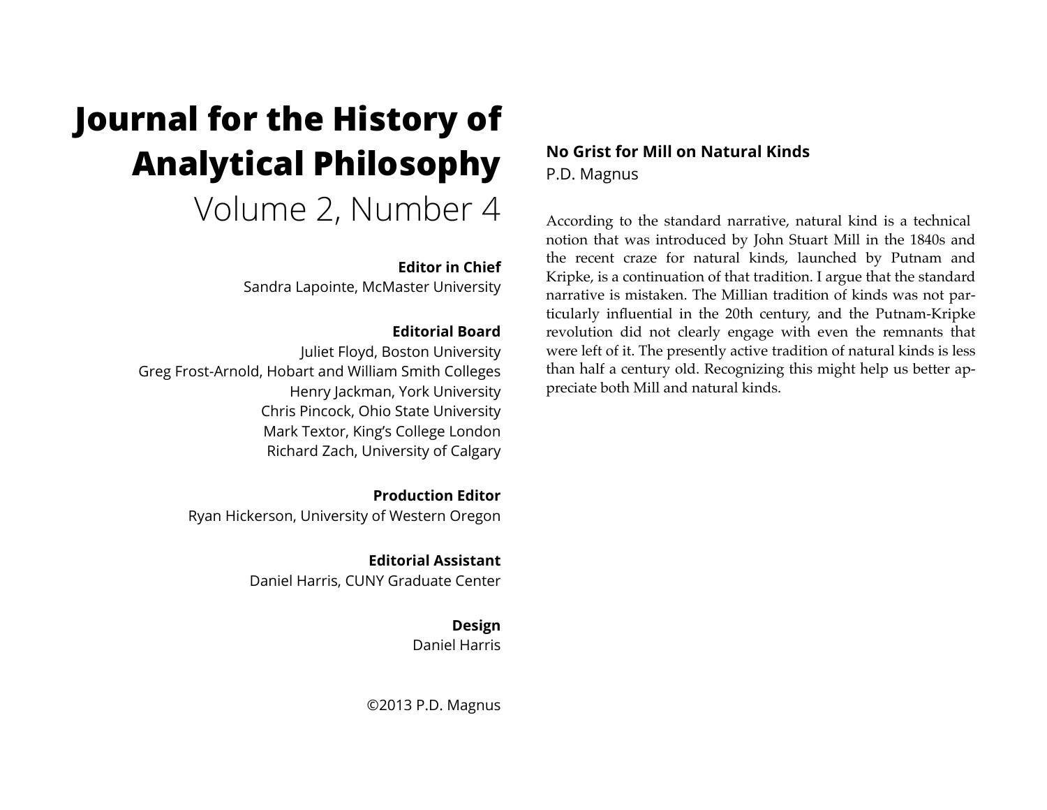# Journal for the History of Analytical Philosophy

Volume 2, Number 4

**Editor in Chief**
Sandra Lapointe, McMaster University

**Editorial Board**
Juliet Floyd, Boston University
Greg Frost-Arnold, Hobart and William Smith Colleges
Henry Jackman, York University
Chris Pincock, Ohio State University
Mark Textor, King's College London
Richard Zach, University of Calgary

**Production Editor**
Ryan Hickerson, University of Western Oregon

**Editorial Assistant**
Daniel Harris, CUNY Graduate Center

**Design**
Daniel Harris

©2013 P.D. Magnus

## No Grist for Mill on Natural Kinds

P.D. Magnus

According to the standard narrative, natural kind is a technical notion that was introduced by John Stuart Mill in the 1840s and the recent craze for natural kinds, launched by Putnam and Kripke, is a continuation of that tradition. I argue that the standard narrative is mistaken. The Millian tradition of kinds was not particularly influential in the 20th century, and the Putnam-Kripke revolution did not clearly engage with even the remnants that were left of it. The presently active tradition of natural kinds is less than half a century old. Recognizing this might help us better appreciate both Mill and natural kinds.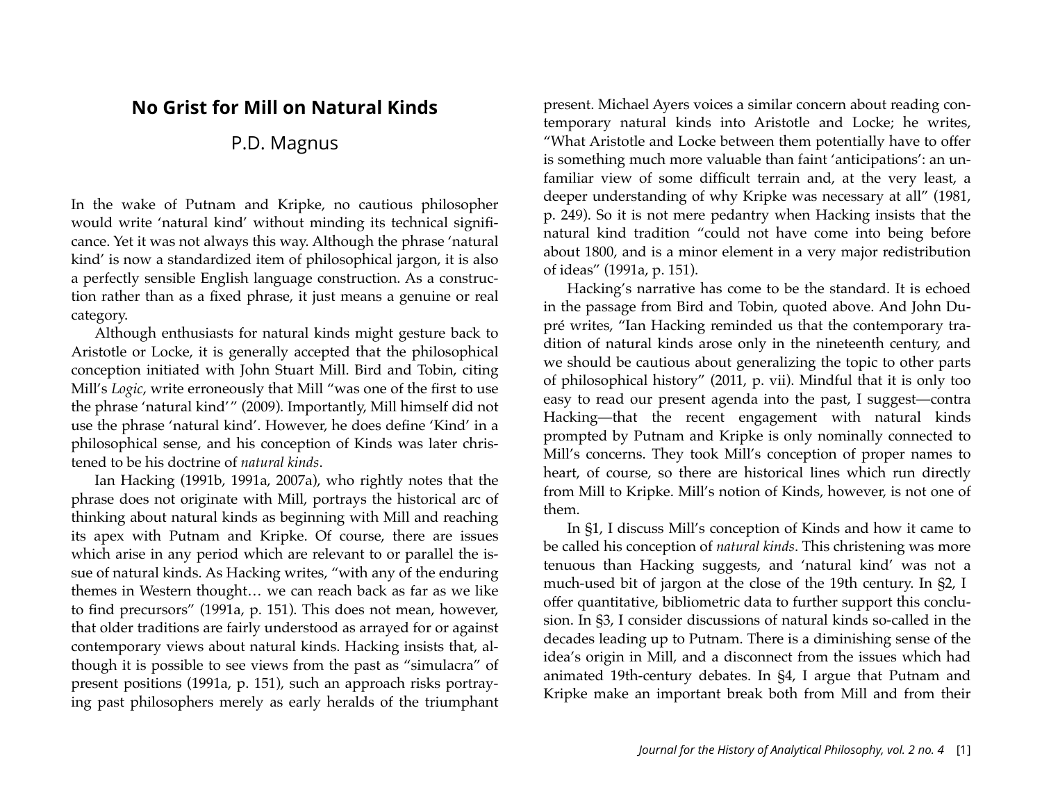# No Grist for Mill on Natural Kinds

P.D. Magnus

In the wake of Putnam and Kripke, no cautious philosopher would write 'natural kind' without minding its technical significance. Yet it was not always this way. Although the phrase 'natural kind' is now a standardized item of philosophical jargon, it is also a perfectly sensible English language construction. As a construction rather than as a fixed phrase, it just means a genuine or real category.

Although enthusiasts for natural kinds might gesture back to Aristotle or Locke, it is generally accepted that the philosophical conception initiated with John Stuart Mill. Bird and Tobin, citing Mill's *Logic*, write erroneously that Mill "was one of the first to use the phrase 'natural kind'" (2009). Importantly, Mill himself did not use the phrase 'natural kind'. However, he does define 'Kind' in a philosophical sense, and his conception of Kinds was later christened to be his doctrine of *natural kinds*.

Ian Hacking (1991b, 1991a, 2007a), who rightly notes that the phrase does not originate with Mill, portrays the historical arc of thinking about natural kinds as beginning with Mill and reaching its apex with Putnam and Kripke. Of course, there are issues which arise in any period which are relevant to or parallel the issue of natural kinds. As Hacking writes, "with any of the enduring themes in Western thought… we can reach back as far as we like to find precursors" (1991a, p. 151). This does not mean, however, that older traditions are fairly understood as arrayed for or against contemporary views about natural kinds. Hacking insists that, although it is possible to see views from the past as "simulacra" of present positions (1991a, p. 151), such an approach risks portraying past philosophers merely as early heralds of the triumphant present. Michael Ayers voices a similar concern about reading contemporary natural kinds into Aristotle and Locke; he writes, "What Aristotle and Locke between them potentially have to offer is something much more valuable than faint 'anticipations': an unfamiliar view of some difficult terrain and, at the very least, a deeper understanding of why Kripke was necessary at all" (1981, p. 249). So it is not mere pedantry when Hacking insists that the natural kind tradition "could not have come into being before about 1800, and is a minor element in a very major redistribution of ideas" (1991a, p. 151).

Hacking's narrative has come to be the standard. It is echoed in the passage from Bird and Tobin, quoted above. And John Dupré writes, "Ian Hacking reminded us that the contemporary tradition of natural kinds arose only in the nineteenth century, and we should be cautious about generalizing the topic to other parts of philosophical history" (2011, p. vii). Mindful that it is only too easy to read our present agenda into the past, I suggest—contra Hacking—that the recent engagement with natural kinds prompted by Putnam and Kripke is only nominally connected to Mill's concerns. They took Mill's conception of proper names to heart, of course, so there are historical lines which run directly from Mill to Kripke. Mill's notion of Kinds, however, is not one of them.

In §1, I discuss Mill's conception of Kinds and how it came to be called his conception of *natural kinds*. This christening was more tenuous than Hacking suggests, and 'natural kind' was not a much-used bit of jargon at the close of the 19th century. In §2, I offer quantitative, bibliometric data to further support this conclusion. In §3, I consider discussions of natural kinds so-called in the decades leading up to Putnam. There is a diminishing sense of the idea's origin in Mill, and a disconnect from the issues which had animated 19th-century debates. In §4, I argue that Putnam and Kripke make an important break both from Mill and from their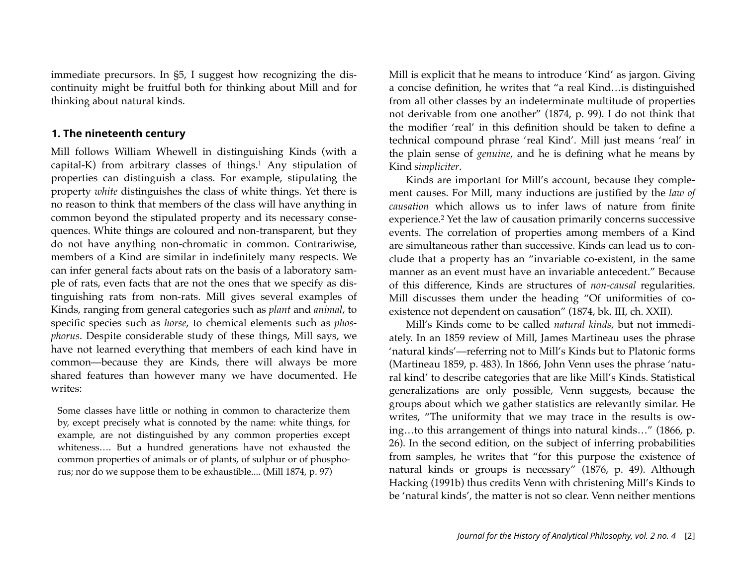immediate precursors. In §5, I suggest how recognizing the discontinuity might be fruitful both for thinking about Mill and for thinking about natural kinds.

## 1. The nineteenth century

Mill follows William Whewell in distinguishing Kinds (with a capital-K) from arbitrary classes of things.[1] Any stipulation of properties can distinguish a class. For example, stipulating the property *white* distinguishes the class of white things. Yet there is no reason to think that members of the class will have anything in common beyond the stipulated property and its necessary consequences. White things are coloured and non-transparent, but they do not have anything non-chromatic in common. Contrariwise, members of a Kind are similar in indefinitely many respects. We can infer general facts about rats on the basis of a laboratory sample of rats, even facts that are not the ones that we specify as distinguishing rats from non-rats. Mill gives several examples of Kinds, ranging from general categories such as *plant* and *animal*, to specific species such as *horse*, to chemical elements such as *phosphorus*. Despite considerable study of these things, Mill says, we have not learned everything that members of each kind have in common—because they are Kinds, there will always be more shared features than however many we have documented. He writes:

> Some classes have little or nothing in common to characterize them by, except precisely what is connoted by the name: white things, for example, are not distinguished by any common properties except whiteness…. But a hundred generations have not exhausted the common properties of animals or of plants, of sulphur or of phosphorus; nor do we suppose them to be exhaustible.... (Mill 1874, p. 97)

Mill is explicit that he means to introduce 'Kind' as jargon. Giving a concise definition, he writes that "a real Kind…is distinguished from all other classes by an indeterminate multitude of properties not derivable from one another" (1874, p. 99). I do not think that the modifier 'real' in this definition should be taken to define a technical compound phrase 'real Kind'. Mill just means 'real' in the plain sense of *genuine*, and he is defining what he means by Kind *simpliciter*.

Kinds are important for Mill's account, because they complement causes. For Mill, many inductions are justified by the *law of causation* which allows us to infer laws of nature from finite experience.[2] Yet the law of causation primarily concerns successive events. The correlation of properties among members of a Kind are simultaneous rather than successive. Kinds can lead us to conclude that a property has an "invariable co-existent, in the same manner as an event must have an invariable antecedent." Because of this difference, Kinds are structures of *non-causal* regularities. Mill discusses them under the heading "Of uniformities of co-existence not dependent on causation" (1874, bk. III, ch. XXII).

Mill's Kinds come to be called *natural kinds*, but not immediately. In an 1859 review of Mill, James Martineau uses the phrase 'natural kinds'—referring not to Mill's Kinds but to Platonic forms (Martineau 1859, p. 483). In 1866, John Venn uses the phrase 'natural kind' to describe categories that are like Mill's Kinds. Statistical generalizations are only possible, Venn suggests, because the groups about which we gather statistics are relevantly similar. He writes, "The uniformity that we may trace in the results is owing…to this arrangement of things into natural kinds…" (1866, p. 26). In the second edition, on the subject of inferring probabilities from samples, he writes that "for this purpose the existence of natural kinds or groups is necessary" (1876, p. 49). Although Hacking (1991b) thus credits Venn with christening Mill's Kinds to be 'natural kinds', the matter is not so clear. Venn neither mentions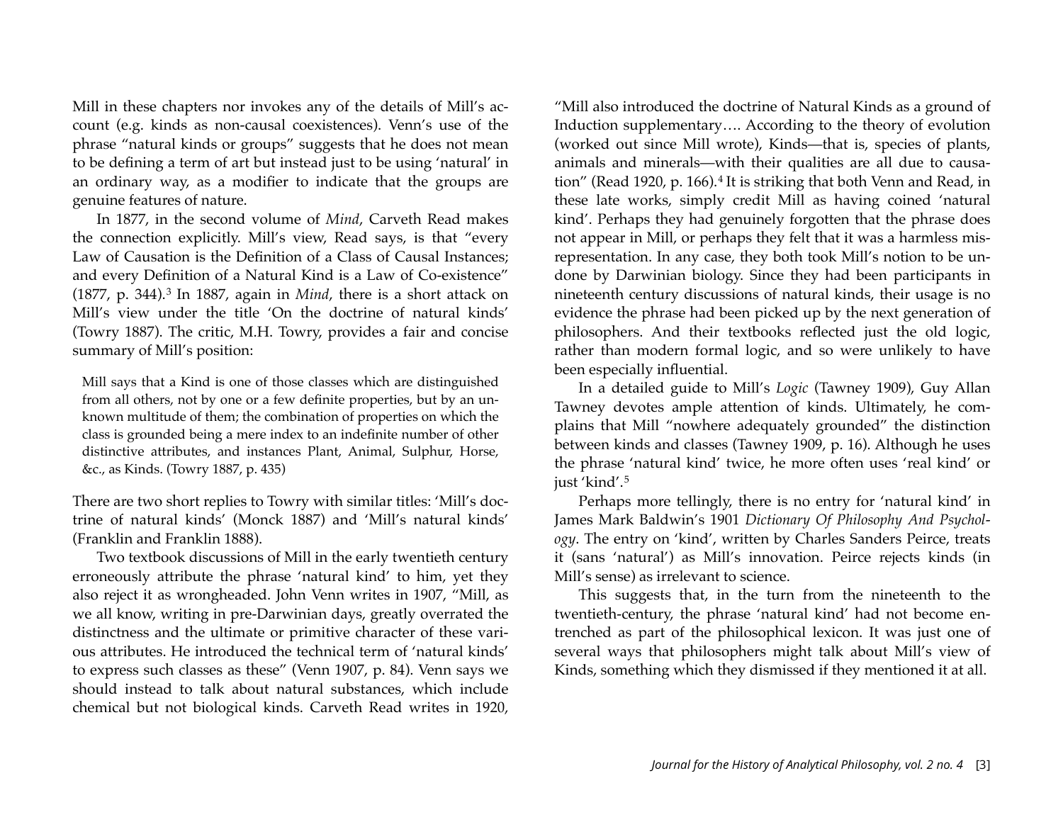Mill in these chapters nor invokes any of the details of Mill's account (e.g. kinds as non-causal coexistences). Venn's use of the phrase "natural kinds or groups" suggests that he does not mean to be defining a term of art but instead just to be using 'natural' in an ordinary way, as a modifier to indicate that the groups are genuine features of nature.

In 1877, in the second volume of *Mind*, Carveth Read makes the connection explicitly. Mill's view, Read says, is that "every Law of Causation is the Definition of a Class of Causal Instances; and every Definition of a Natural Kind is a Law of Co-existence" (1877, p. 344).[3] In 1887, again in *Mind*, there is a short attack on Mill's view under the title 'On the doctrine of natural kinds' (Towry 1887). The critic, M.H. Towry, provides a fair and concise summary of Mill's position:

> Mill says that a Kind is one of those classes which are distinguished from all others, not by one or a few definite properties, but by an unknown multitude of them; the combination of properties on which the class is grounded being a mere index to an indefinite number of other distinctive attributes, and instances Plant, Animal, Sulphur, Horse, &c., as Kinds. (Towry 1887, p. 435)

There are two short replies to Towry with similar titles: 'Mill's doctrine of natural kinds' (Monck 1887) and 'Mill's natural kinds' (Franklin and Franklin 1888).

Two textbook discussions of Mill in the early twentieth century erroneously attribute the phrase 'natural kind' to him, yet they also reject it as wrongheaded. John Venn writes in 1907, "Mill, as we all know, writing in pre-Darwinian days, greatly overrated the distinctness and the ultimate or primitive character of these various attributes. He introduced the technical term of 'natural kinds' to express such classes as these" (Venn 1907, p. 84). Venn says we should instead to talk about natural substances, which include chemical but not biological kinds. Carveth Read writes in 1920, "Mill also introduced the doctrine of Natural Kinds as a ground of Induction supplementary…. According to the theory of evolution (worked out since Mill wrote), Kinds—that is, species of plants, animals and minerals—with their qualities are all due to causation" (Read 1920, p. 166).[4] It is striking that both Venn and Read, in these late works, simply credit Mill as having coined 'natural kind'. Perhaps they had genuinely forgotten that the phrase does not appear in Mill, or perhaps they felt that it was a harmless misrepresentation. In any case, they both took Mill's notion to be undone by Darwinian biology. Since they had been participants in nineteenth century discussions of natural kinds, their usage is no evidence the phrase had been picked up by the next generation of philosophers. And their textbooks reflected just the old logic, rather than modern formal logic, and so were unlikely to have been especially influential.

In a detailed guide to Mill's *Logic* (Tawney 1909), Guy Allan Tawney devotes ample attention of kinds. Ultimately, he complains that Mill "nowhere adequately grounded" the distinction between kinds and classes (Tawney 1909, p. 16). Although he uses the phrase 'natural kind' twice, he more often uses 'real kind' or just 'kind'.[5]

Perhaps more tellingly, there is no entry for 'natural kind' in James Mark Baldwin's 1901 *Dictionary Of Philosophy And Psychology*. The entry on 'kind', written by Charles Sanders Peirce, treats it (sans 'natural') as Mill's innovation. Peirce rejects kinds (in Mill's sense) as irrelevant to science.

This suggests that, in the turn from the nineteenth to the twentieth-century, the phrase 'natural kind' had not become entrenched as part of the philosophical lexicon. It was just one of several ways that philosophers might talk about Mill's view of Kinds, something which they dismissed if they mentioned it at all.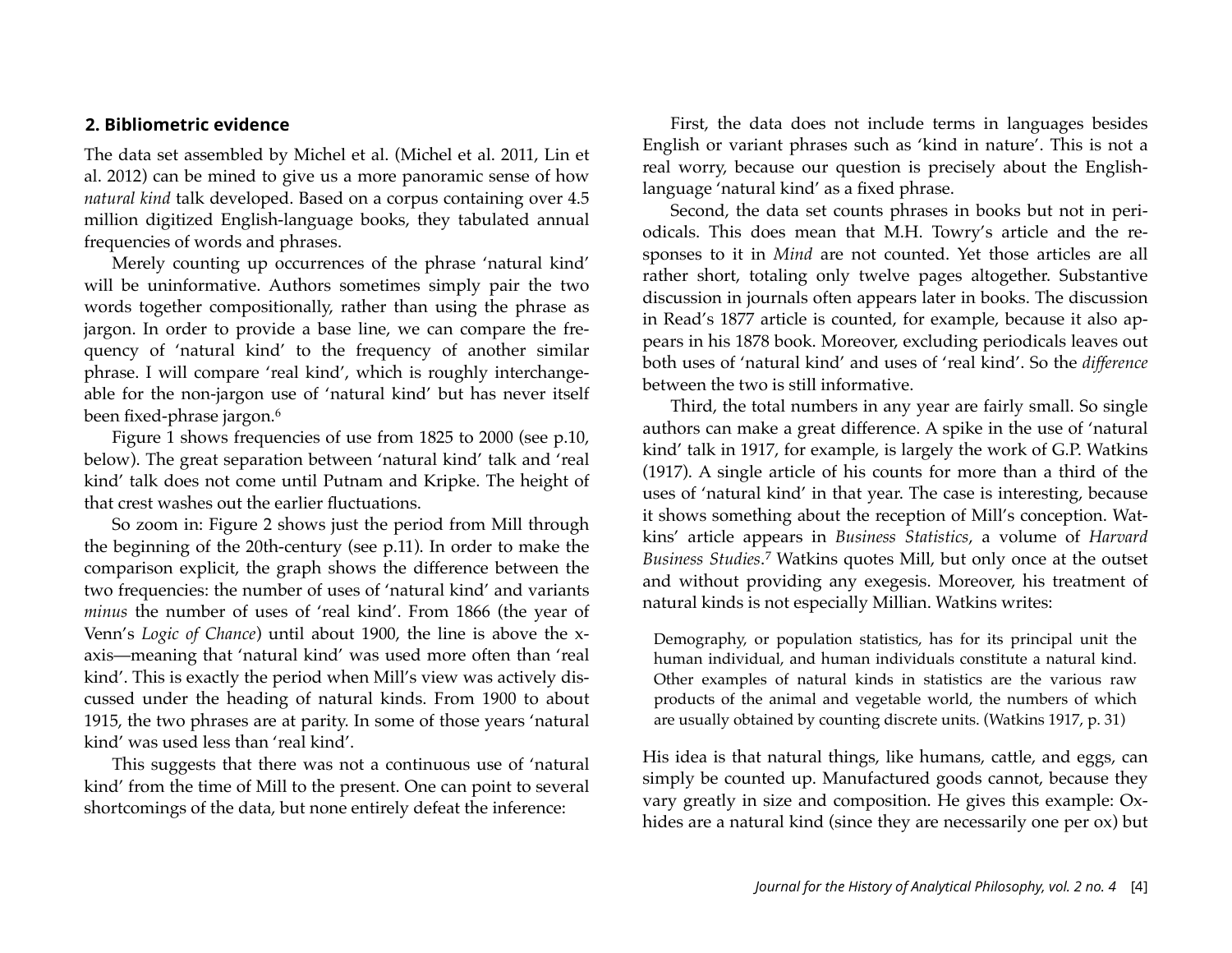## 2. Bibliometric evidence

The data set assembled by Michel et al. (Michel et al. 2011, Lin et al. 2012) can be mined to give us a more panoramic sense of how *natural kind* talk developed. Based on a corpus containing over 4.5 million digitized English-language books, they tabulated annual frequencies of words and phrases.

Merely counting up occurrences of the phrase 'natural kind' will be uninformative. Authors sometimes simply pair the two words together compositionally, rather than using the phrase as jargon. In order to provide a base line, we can compare the frequency of 'natural kind' to the frequency of another similar phrase. I will compare 'real kind', which is roughly interchangeable for the non-jargon use of 'natural kind' but has never itself been fixed-phrase jargon.[6]

Figure 1 shows frequencies of use from 1825 to 2000 (see p.10, below). The great separation between 'natural kind' talk and 'real kind' talk does not come until Putnam and Kripke. The height of that crest washes out the earlier fluctuations.

So zoom in: Figure 2 shows just the period from Mill through the beginning of the 20th-century (see p.11). In order to make the comparison explicit, the graph shows the difference between the two frequencies: the number of uses of 'natural kind' and variants *minus* the number of uses of 'real kind'. From 1866 (the year of Venn's *Logic of Chance*) until about 1900, the line is above the x-axis—meaning that 'natural kind' was used more often than 'real kind'. This is exactly the period when Mill's view was actively discussed under the heading of natural kinds. From 1900 to about 1915, the two phrases are at parity. In some of those years 'natural kind' was used less than 'real kind'.

This suggests that there was not a continuous use of 'natural kind' from the time of Mill to the present. One can point to several shortcomings of the data, but none entirely defeat the inference:

First, the data does not include terms in languages besides English or variant phrases such as 'kind in nature'. This is not a real worry, because our question is precisely about the English-language 'natural kind' as a fixed phrase.

Second, the data set counts phrases in books but not in periodicals. This does mean that M.H. Towry's article and the responses to it in *Mind* are not counted. Yet those articles are all rather short, totaling only twelve pages altogether. Substantive discussion in journals often appears later in books. The discussion in Read's 1877 article is counted, for example, because it also appears in his 1878 book. Moreover, excluding periodicals leaves out both uses of 'natural kind' and uses of 'real kind'. So the *difference* between the two is still informative.

Third, the total numbers in any year are fairly small. So single authors can make a great difference. A spike in the use of 'natural kind' talk in 1917, for example, is largely the work of G.P. Watkins (1917). A single article of his counts for more than a third of the uses of 'natural kind' in that year. The case is interesting, because it shows something about the reception of Mill's conception. Watkins' article appears in *Business Statistics*, a volume of *Harvard Business Studies*.[7] Watkins quotes Mill, but only once at the outset and without providing any exegesis. Moreover, his treatment of natural kinds is not especially Millian. Watkins writes:

> Demography, or population statistics, has for its principal unit the human individual, and human individuals constitute a natural kind. Other examples of natural kinds in statistics are the various raw products of the animal and vegetable world, the numbers of which are usually obtained by counting discrete units. (Watkins 1917, p. 31)

His idea is that natural things, like humans, cattle, and eggs, can simply be counted up. Manufactured goods cannot, because they vary greatly in size and composition. He gives this example: Ox-hides are a natural kind (since they are necessarily one per ox) but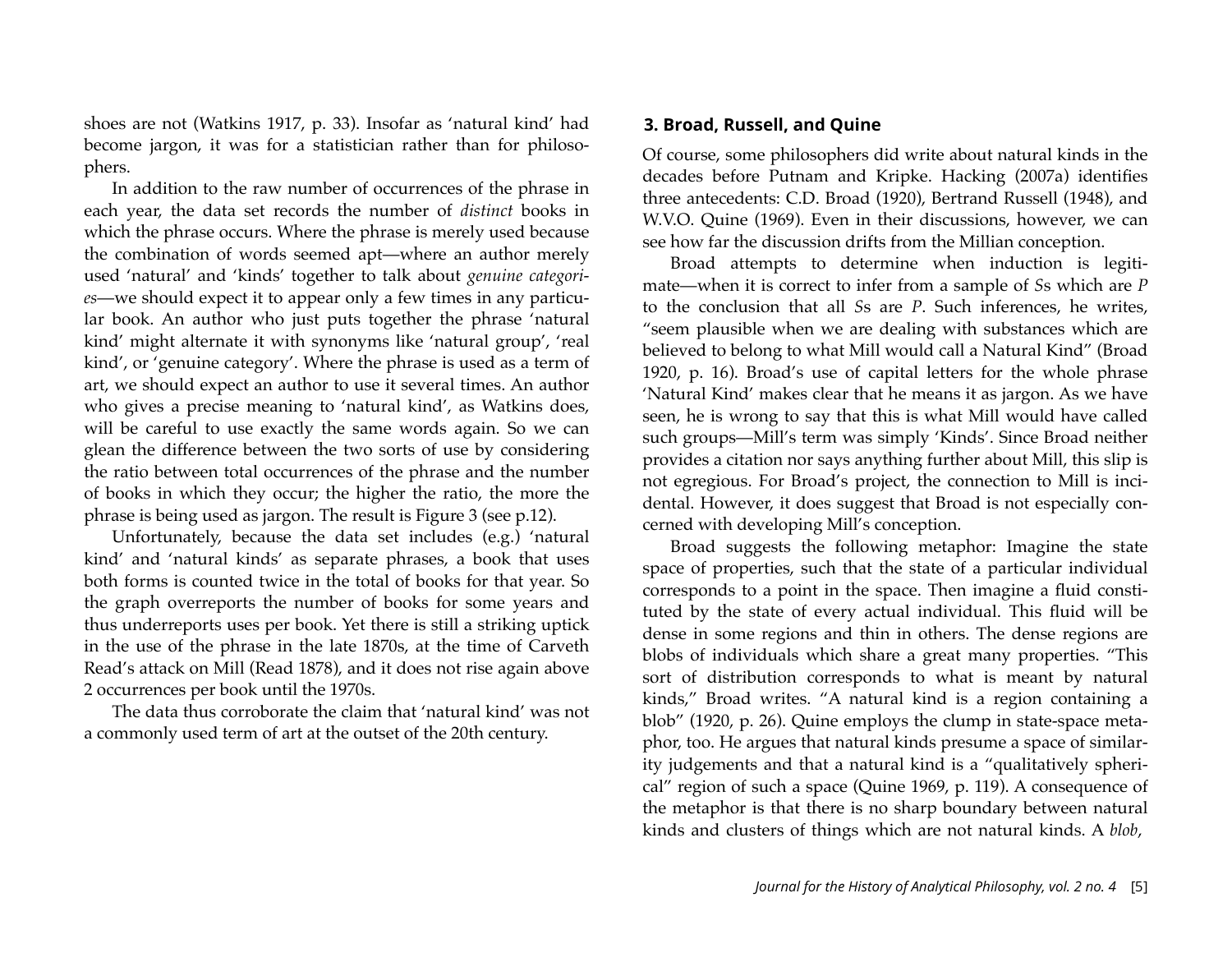shoes are not (Watkins 1917, p. 33). Insofar as 'natural kind' had become jargon, it was for a statistician rather than for philosophers.

In addition to the raw number of occurrences of the phrase in each year, the data set records the number of *distinct* books in which the phrase occurs. Where the phrase is merely used because the combination of words seemed apt—where an author merely used 'natural' and 'kinds' together to talk about *genuine categories*—we should expect it to appear only a few times in any particular book. An author who just puts together the phrase 'natural kind' might alternate it with synonyms like 'natural group', 'real kind', or 'genuine category'. Where the phrase is used as a term of art, we should expect an author to use it several times. An author who gives a precise meaning to 'natural kind', as Watkins does, will be careful to use exactly the same words again. So we can glean the difference between the two sorts of use by considering the ratio between total occurrences of the phrase and the number of books in which they occur; the higher the ratio, the more the phrase is being used as jargon. The result is Figure 3 (see p.12).

Unfortunately, because the data set includes (e.g.) 'natural kind' and 'natural kinds' as separate phrases, a book that uses both forms is counted twice in the total of books for that year. So the graph overreports the number of books for some years and thus underreports uses per book. Yet there is still a striking uptick in the use of the phrase in the late 1870s, at the time of Carveth Read's attack on Mill (Read 1878), and it does not rise again above 2 occurrences per book until the 1970s.

The data thus corroborate the claim that 'natural kind' was not a commonly used term of art at the outset of the 20th century.

## 3. Broad, Russell, and Quine

Of course, some philosophers did write about natural kinds in the decades before Putnam and Kripke. Hacking (2007a) identifies three antecedents: C.D. Broad (1920), Bertrand Russell (1948), and W.V.O. Quine (1969). Even in their discussions, however, we can see how far the discussion drifts from the Millian conception.

Broad attempts to determine when induction is legitimate—when it is correct to infer from a sample of *S*s which are *P* to the conclusion that all *S*s are *P*. Such inferences, he writes, "seem plausible when we are dealing with substances which are believed to belong to what Mill would call a Natural Kind" (Broad 1920, p. 16). Broad's use of capital letters for the whole phrase 'Natural Kind' makes clear that he means it as jargon. As we have seen, he is wrong to say that this is what Mill would have called such groups—Mill's term was simply 'Kinds'. Since Broad neither provides a citation nor says anything further about Mill, this slip is not egregious. For Broad's project, the connection to Mill is incidental. However, it does suggest that Broad is not especially concerned with developing Mill's conception.

Broad suggests the following metaphor: Imagine the state space of properties, such that the state of a particular individual corresponds to a point in the space. Then imagine a fluid constituted by the state of every actual individual. This fluid will be dense in some regions and thin in others. The dense regions are blobs of individuals which share a great many properties. "This sort of distribution corresponds to what is meant by natural kinds," Broad writes. "A natural kind is a region containing a blob" (1920, p. 26). Quine employs the clump in state-space metaphor, too. He argues that natural kinds presume a space of similarity judgements and that a natural kind is a "qualitatively spherical" region of such a space (Quine 1969, p. 119). A consequence of the metaphor is that there is no sharp boundary between natural kinds and clusters of things which are not natural kinds. A *blob*,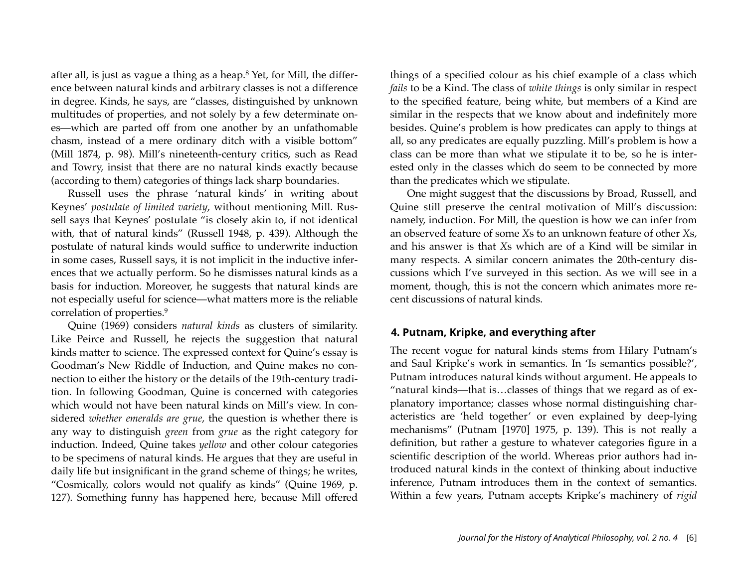after all, is just as vague a thing as a heap.[8] Yet, for Mill, the difference between natural kinds and arbitrary classes is not a difference in degree. Kinds, he says, are "classes, distinguished by unknown multitudes of properties, and not solely by a few determinate ones—which are parted off from one another by an unfathomable chasm, instead of a mere ordinary ditch with a visible bottom" (Mill 1874, p. 98). Mill's nineteenth-century critics, such as Read and Towry, insist that there are no natural kinds exactly because (according to them) categories of things lack sharp boundaries.

Russell uses the phrase 'natural kinds' in writing about Keynes' *postulate of limited variety*, without mentioning Mill. Russell says that Keynes' postulate "is closely akin to, if not identical with, that of natural kinds" (Russell 1948, p. 439). Although the postulate of natural kinds would suffice to underwrite induction in some cases, Russell says, it is not implicit in the inductive inferences that we actually perform. So he dismisses natural kinds as a basis for induction. Moreover, he suggests that natural kinds are not especially useful for science—what matters more is the reliable correlation of properties.[9]

Quine (1969) considers *natural kinds* as clusters of similarity. Like Peirce and Russell, he rejects the suggestion that natural kinds matter to science. The expressed context for Quine's essay is Goodman's New Riddle of Induction, and Quine makes no connection to either the history or the details of the 19th-century tradition. In following Goodman, Quine is concerned with categories which would not have been natural kinds on Mill's view. In considered *whether emeralds are grue*, the question is whether there is any way to distinguish *green* from *grue* as the right category for induction. Indeed, Quine takes *yellow* and other colour categories to be specimens of natural kinds. He argues that they are useful in daily life but insignificant in the grand scheme of things; he writes, "Cosmically, colors would not qualify as kinds" (Quine 1969, p. 127). Something funny has happened here, because Mill offered things of a specified colour as his chief example of a class which *fails* to be a Kind. The class of *white things* is only similar in respect to the specified feature, being white, but members of a Kind are similar in the respects that we know about and indefinitely more besides. Quine's problem is how predicates can apply to things at all, so any predicates are equally puzzling. Mill's problem is how a class can be more than what we stipulate it to be, so he is interested only in the classes which do seem to be connected by more than the predicates which we stipulate.

One might suggest that the discussions by Broad, Russell, and Quine still preserve the central motivation of Mill's discussion: namely, induction. For Mill, the question is how we can infer from an observed feature of some *X*s to an unknown feature of other *X*s, and his answer is that *X*s which are of a Kind will be similar in many respects. A similar concern animates the 20th-century discussions which I've surveyed in this section. As we will see in a moment, though, this is not the concern which animates more recent discussions of natural kinds.

## 4. Putnam, Kripke, and everything after

The recent vogue for natural kinds stems from Hilary Putnam's and Saul Kripke's work in semantics. In 'Is semantics possible?', Putnam introduces natural kinds without argument. He appeals to "natural kinds—that is…classes of things that we regard as of explanatory importance; classes whose normal distinguishing characteristics are 'held together' or even explained by deep-lying mechanisms" (Putnam [1970] 1975, p. 139). This is not really a definition, but rather a gesture to whatever categories figure in a scientific description of the world. Whereas prior authors had introduced natural kinds in the context of thinking about inductive inference, Putnam introduces them in the context of semantics. Within a few years, Putnam accepts Kripke's machinery of *rigid*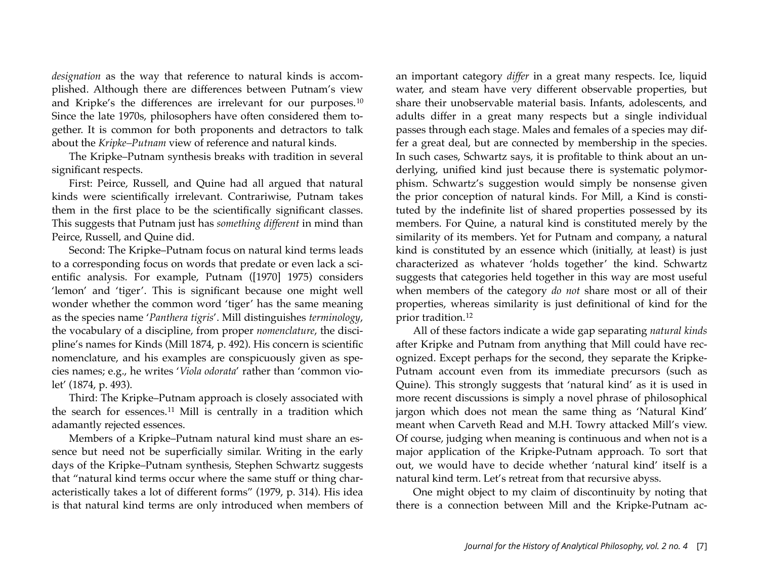*designation* as the way that reference to natural kinds is accomplished. Although there are differences between Putnam's view and Kripke's the differences are irrelevant for our purposes.[10] Since the late 1970s, philosophers have often considered them together. It is common for both proponents and detractors to talk about the *Kripke–Putnam* view of reference and natural kinds.

The Kripke–Putnam synthesis breaks with tradition in several significant respects.

First: Peirce, Russell, and Quine had all argued that natural kinds were scientifically irrelevant. Contrariwise, Putnam takes them in the first place to be the scientifically significant classes. This suggests that Putnam just has *something different* in mind than Peirce, Russell, and Quine did.

Second: The Kripke–Putnam focus on natural kind terms leads to a corresponding focus on words that predate or even lack a scientific analysis. For example, Putnam ([1970] 1975) considers 'lemon' and 'tiger'. This is significant because one might well wonder whether the common word 'tiger' has the same meaning as the species name '*Panthera tigris*'. Mill distinguishes *terminology*, the vocabulary of a discipline, from proper *nomenclature*, the discipline's names for Kinds (Mill 1874, p. 492). His concern is scientific nomenclature, and his examples are conspicuously given as species names; e.g., he writes '*Viola odorata*' rather than 'common violet' (1874, p. 493).

Third: The Kripke–Putnam approach is closely associated with the search for essences.[11] Mill is centrally in a tradition which adamantly rejected essences.

Members of a Kripke–Putnam natural kind must share an essence but need not be superficially similar. Writing in the early days of the Kripke–Putnam synthesis, Stephen Schwartz suggests that "natural kind terms occur where the same stuff or thing characteristically takes a lot of different forms" (1979, p. 314). His idea is that natural kind terms are only introduced when members of an important category *differ* in a great many respects. Ice, liquid water, and steam have very different observable properties, but share their unobservable material basis. Infants, adolescents, and adults differ in a great many respects but a single individual passes through each stage. Males and females of a species may differ a great deal, but are connected by membership in the species. In such cases, Schwartz says, it is profitable to think about an underlying, unified kind just because there is systematic polymorphism. Schwartz's suggestion would simply be nonsense given the prior conception of natural kinds. For Mill, a Kind is constituted by the indefinite list of shared properties possessed by its members. For Quine, a natural kind is constituted merely by the similarity of its members. Yet for Putnam and company, a natural kind is constituted by an essence which (initially, at least) is just characterized as whatever 'holds together' the kind. Schwartz suggests that categories held together in this way are most useful when members of the category *do not* share most or all of their properties, whereas similarity is just definitional of kind for the prior tradition.[12]

All of these factors indicate a wide gap separating *natural kinds* after Kripke and Putnam from anything that Mill could have recognized. Except perhaps for the second, they separate the Kripke-Putnam account even from its immediate precursors (such as Quine). This strongly suggests that 'natural kind' as it is used in more recent discussions is simply a novel phrase of philosophical jargon which does not mean the same thing as 'Natural Kind' meant when Carveth Read and M.H. Towry attacked Mill's view. Of course, judging when meaning is continuous and when not is a major application of the Kripke-Putnam approach. To sort that out, we would have to decide whether 'natural kind' itself is a natural kind term. Let's retreat from that recursive abyss.

One might object to my claim of discontinuity by noting that there is a connection between Mill and the Kripke-Putnam ac-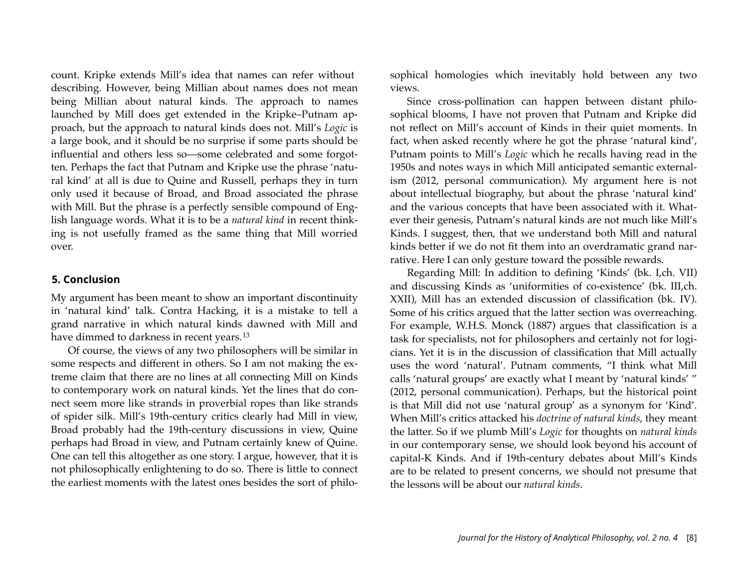count. Kripke extends Mill's idea that names can refer without describing. However, being Millian about names does not mean being Millian about natural kinds. The approach to names launched by Mill does get extended in the Kripke–Putnam approach, but the approach to natural kinds does not. Mill's *Logic* is a large book, and it should be no surprise if some parts should be influential and others less so—some celebrated and some forgotten. Perhaps the fact that Putnam and Kripke use the phrase 'natural kind' at all is due to Quine and Russell, perhaps they in turn only used it because of Broad, and Broad associated the phrase with Mill. But the phrase is a perfectly sensible compound of English language words. What it is to be a *natural kind* in recent thinking is not usefully framed as the same thing that Mill worried over.

## 5. Conclusion

My argument has been meant to show an important discontinuity in 'natural kind' talk. Contra Hacking, it is a mistake to tell a grand narrative in which natural kinds dawned with Mill and have dimmed to darkness in recent years.[13]

Of course, the views of any two philosophers will be similar in some respects and different in others. So I am not making the extreme claim that there are no lines at all connecting Mill on Kinds to contemporary work on natural kinds. Yet the lines that do connect seem more like strands in proverbial ropes than like strands of spider silk. Mill's 19th-century critics clearly had Mill in view, Broad probably had the 19th-century discussions in view, Quine perhaps had Broad in view, and Putnam certainly knew of Quine. One can tell this altogether as one story. I argue, however, that it is not philosophically enlightening to do so. There is little to connect the earliest moments with the latest ones besides the sort of philosophical homologies which inevitably hold between any two views.

Since cross-pollination can happen between distant philosophical blooms, I have not proven that Putnam and Kripke did not reflect on Mill's account of Kinds in their quiet moments. In fact, when asked recently where he got the phrase 'natural kind', Putnam points to Mill's *Logic* which he recalls having read in the 1950s and notes ways in which Mill anticipated semantic externalism (2012, personal communication). My argument here is not about intellectual biography, but about the phrase 'natural kind' and the various concepts that have been associated with it. Whatever their genesis, Putnam's natural kinds are not much like Mill's Kinds. I suggest, then, that we understand both Mill and natural kinds better if we do not fit them into an overdramatic grand narrative. Here I can only gesture toward the possible rewards.

Regarding Mill: In addition to defining 'Kinds' (bk. I,ch. VII) and discussing Kinds as 'uniformities of co-existence' (bk. III,ch. XXII), Mill has an extended discussion of classification (bk. IV). Some of his critics argued that the latter section was overreaching. For example, W.H.S. Monck (1887) argues that classification is a task for specialists, not for philosophers and certainly not for logicians. Yet it is in the discussion of classification that Mill actually uses the word 'natural'. Putnam comments, "I think what Mill calls 'natural groups' are exactly what I meant by 'natural kinds' " (2012, personal communication). Perhaps, but the historical point is that Mill did not use 'natural group' as a synonym for 'Kind'. When Mill's critics attacked his *doctrine of natural kinds*, they meant the latter. So if we plumb Mill's *Logic* for thoughts on *natural kinds* in our contemporary sense, we should look beyond his account of capital-K Kinds. And if 19th-century debates about Mill's Kinds are to be related to present concerns, we should not presume that the lessons will be about our *natural kinds*.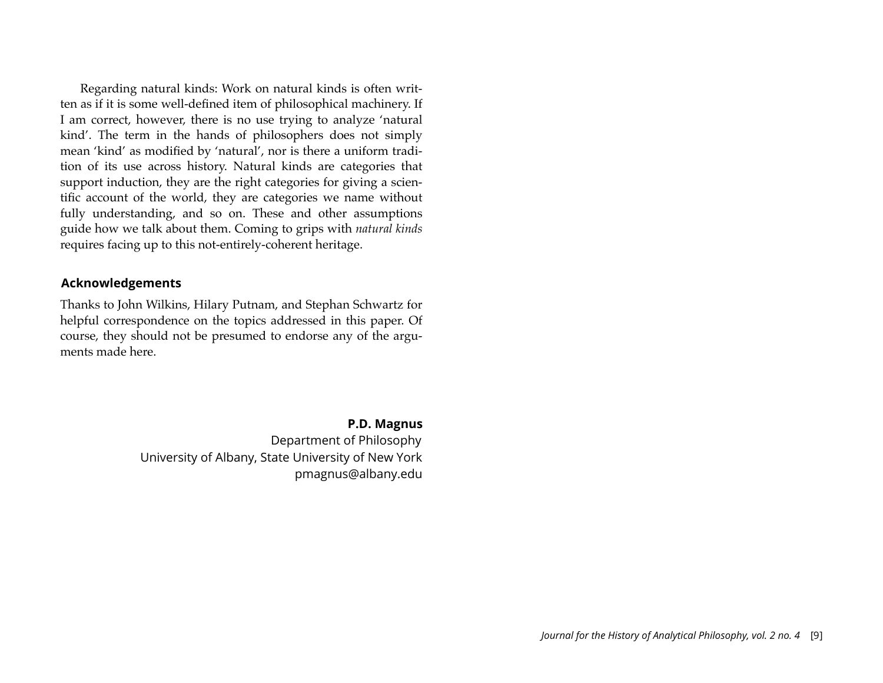Regarding natural kinds: Work on natural kinds is often written as if it is some well-defined item of philosophical machinery. If I am correct, however, there is no use trying to analyze 'natural kind'. The term in the hands of philosophers does not simply mean 'kind' as modified by 'natural', nor is there a uniform tradition of its use across history. Natural kinds are categories that support induction, they are the right categories for giving a scientific account of the world, they are categories we name without fully understanding, and so on. These and other assumptions guide how we talk about them. Coming to grips with *natural kinds* requires facing up to this not-entirely-coherent heritage.

## Acknowledgements

Thanks to John Wilkins, Hilary Putnam, and Stephan Schwartz for helpful correspondence on the topics addressed in this paper. Of course, they should not be presumed to endorse any of the arguments made here.

**P.D. Magnus**
Department of Philosophy
University of Albany, State University of New York
pmagnus@albany.edu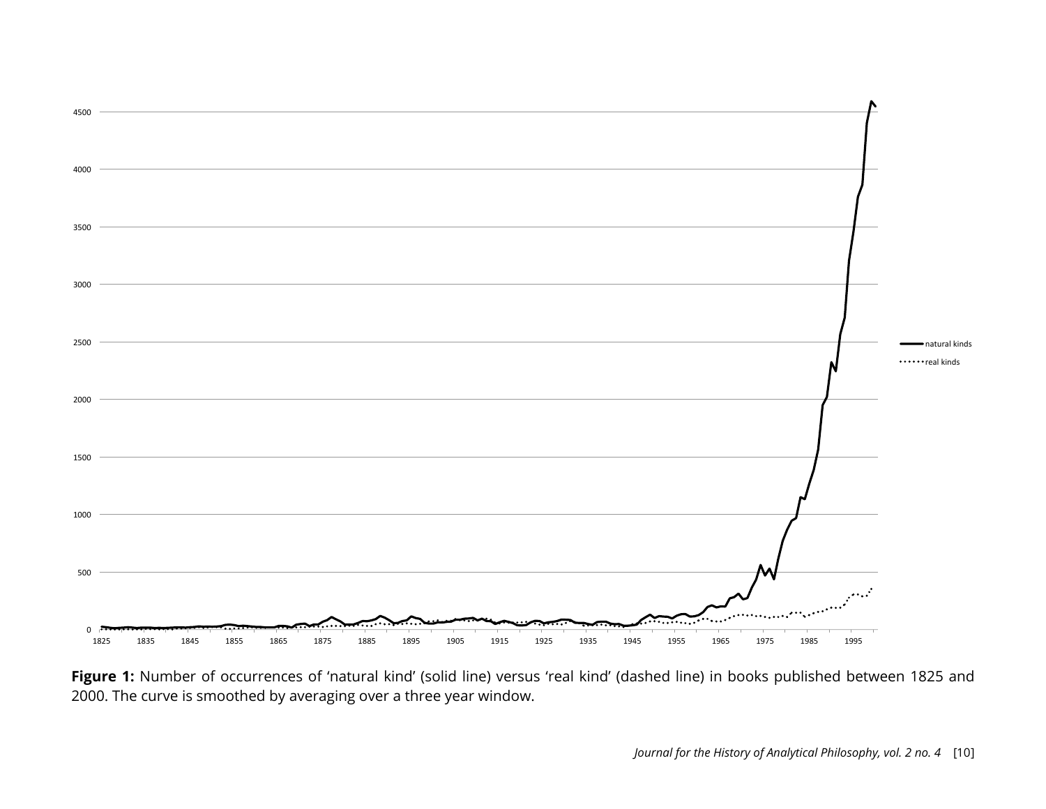**Figure 1:** Number of occurrences of ‘natural kind’ (solid line) versus ‘real kind’ (dashed line) in books published between 1825 and 2000. The curve is smoothed by averaging over a three year window.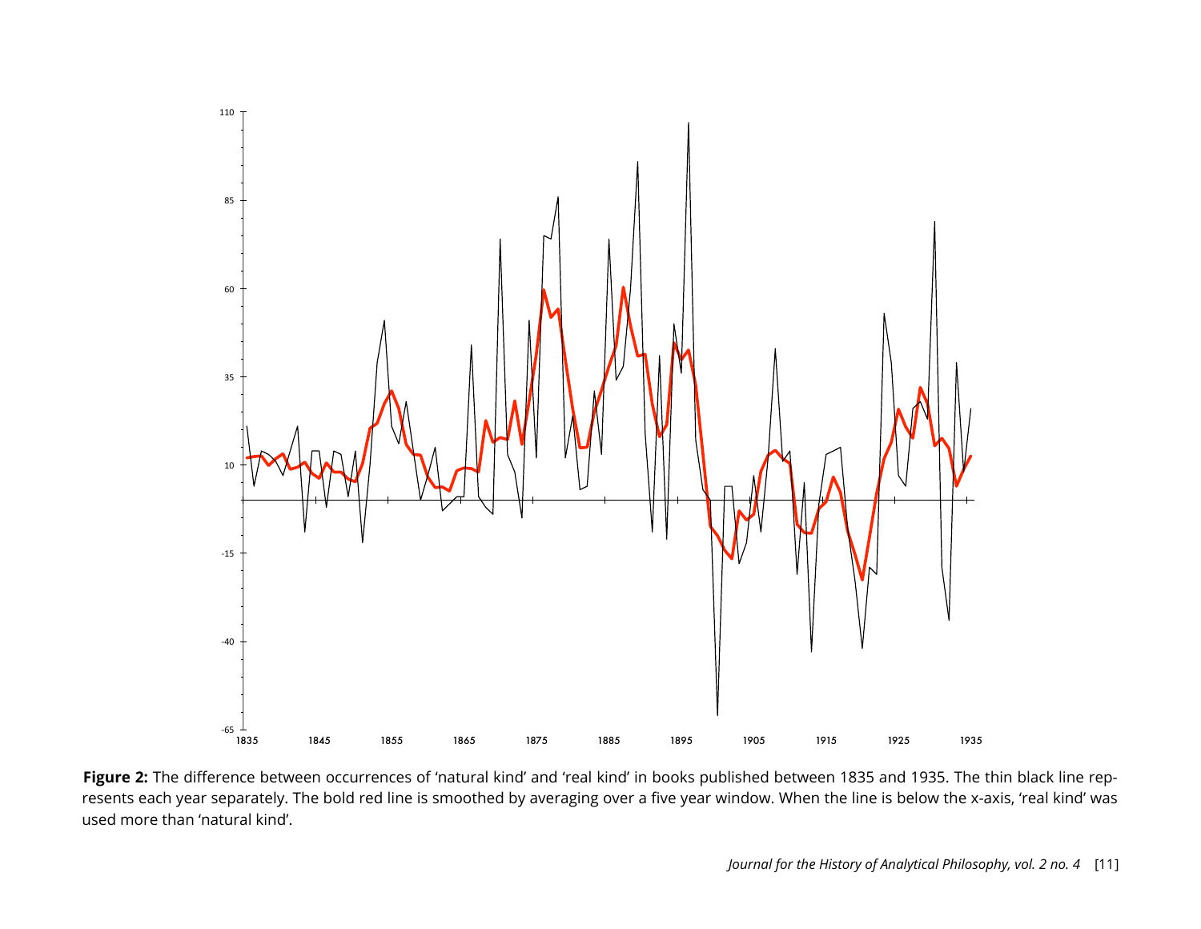**Figure 2:** The difference between occurrences of 'natural kind' and 'real kind' in books published between 1835 and 1935. The thin black line represents each year separately. The bold red line is smoothed by averaging over a five year window. When the line is below the x-axis, 'real kind' was used more than 'natural kind'.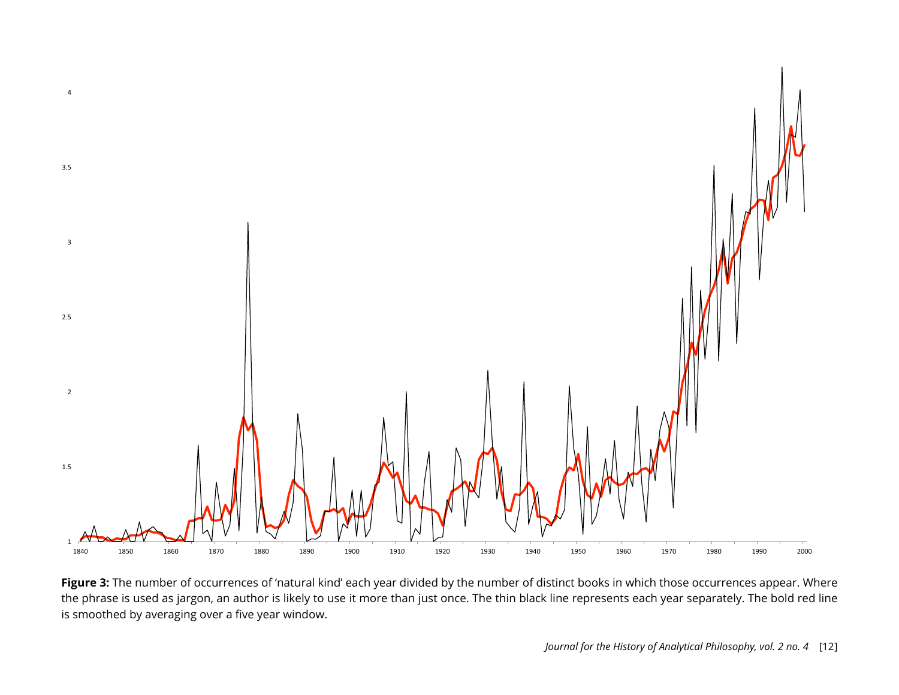**Figure 3:** The number of occurrences of 'natural kind' each year divided by the number of distinct books in which those occurrences appear. Where the phrase is used as jargon, an author is likely to use it more than just once. The thin black line represents each year separately. The bold red line is smoothed by averaging over a five year window.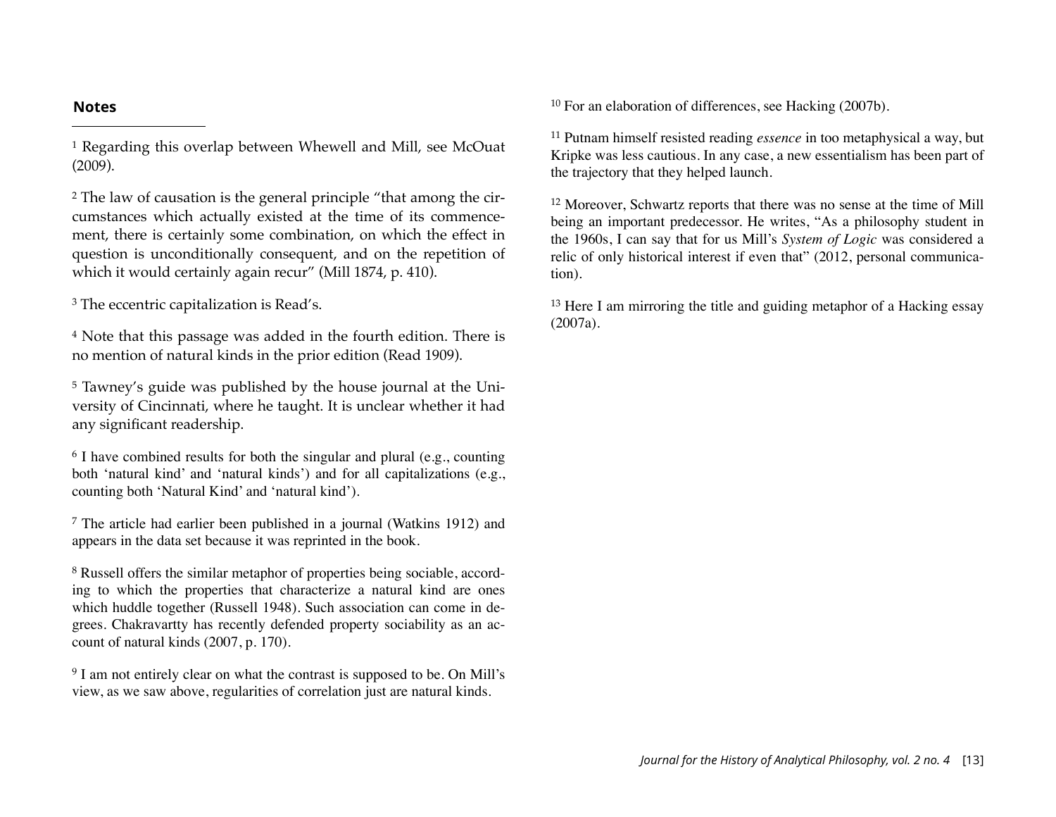## Notes

[1] Regarding this overlap between Whewell and Mill, see McOuat (2009).

[2] The law of causation is the general principle "that among the circumstances which actually existed at the time of its commencement, there is certainly some combination, on which the effect in question is unconditionally consequent, and on the repetition of which it would certainly again recur" (Mill 1874, p. 410).

[3] The eccentric capitalization is Read's.

[4] Note that this passage was added in the fourth edition. There is no mention of natural kinds in the prior edition (Read 1909).

[5] Tawney's guide was published by the house journal at the University of Cincinnati, where he taught. It is unclear whether it had any significant readership.

[6] I have combined results for both the singular and plural (e.g., counting both 'natural kind' and 'natural kinds') and for all capitalizations (e.g., counting both 'Natural Kind' and 'natural kind').

[7] The article had earlier been published in a journal (Watkins 1912) and appears in the data set because it was reprinted in the book.

[8] Russell offers the similar metaphor of properties being sociable, according to which the properties that characterize a natural kind are ones which huddle together (Russell 1948). Such association can come in degrees. Chakravartty has recently defended property sociability as an account of natural kinds (2007, p. 170).

[9] I am not entirely clear on what the contrast is supposed to be. On Mill's view, as we saw above, regularities of correlation just are natural kinds.

[10] For an elaboration of differences, see Hacking (2007b).

[11] Putnam himself resisted reading *essence* in too metaphysical a way, but Kripke was less cautious. In any case, a new essentialism has been part of the trajectory that they helped launch.

[12] Moreover, Schwartz reports that there was no sense at the time of Mill being an important predecessor. He writes, "As a philosophy student in the 1960s, I can say that for us Mill's *System of Logic* was considered a relic of only historical interest if even that" (2012, personal communication).

[13] Here I am mirroring the title and guiding metaphor of a Hacking essay (2007a).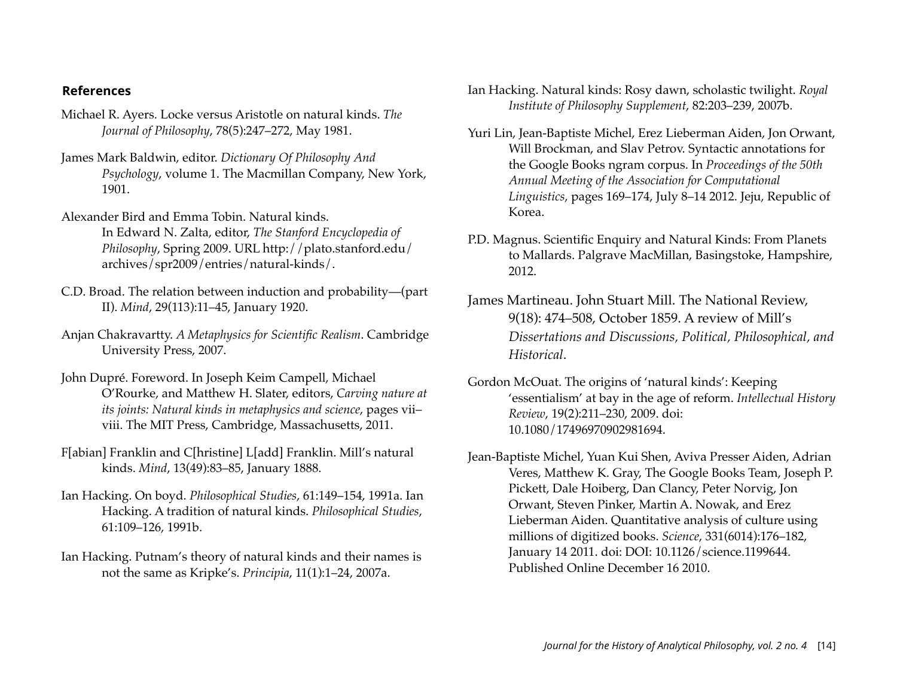## References

Michael R. Ayers. Locke versus Aristotle on natural kinds. *The Journal of Philosophy*, 78(5):247–272, May 1981.

James Mark Baldwin, editor. *Dictionary Of Philosophy And Psychology*, volume 1. The Macmillan Company, New York, 1901.

Alexander Bird and Emma Tobin. Natural kinds. In Edward N. Zalta, editor, *The Stanford Encyclopedia of Philosophy*, Spring 2009. URL http://plato.stanford.edu/archives/spr2009/entries/natural-kinds/.

C.D. Broad. The relation between induction and probability—(part II). *Mind*, 29(113):11–45, January 1920.

Anjan Chakravartty. *A Metaphysics for Scientific Realism*. Cambridge University Press, 2007.

John Dupré. Foreword. In Joseph Keim Campell, Michael O'Rourke, and Matthew H. Slater, editors, *Carving nature at its joints: Natural kinds in metaphysics and science*, pages vii–viii. The MIT Press, Cambridge, Massachusetts, 2011.

F[abian] Franklin and C[hristine] L[add] Franklin. Mill's natural kinds. *Mind*, 13(49):83–85, January 1888.

Ian Hacking. On boyd. *Philosophical Studies*, 61:149–154, 1991a. Ian Hacking. A tradition of natural kinds. *Philosophical Studies*, 61:109–126, 1991b.

Ian Hacking. Putnam's theory of natural kinds and their names is not the same as Kripke's. *Principia*, 11(1):1–24, 2007a.

Ian Hacking. Natural kinds: Rosy dawn, scholastic twilight. *Royal Institute of Philosophy Supplement*, 82:203–239, 2007b.

Yuri Lin, Jean-Baptiste Michel, Erez Lieberman Aiden, Jon Orwant, Will Brockman, and Slav Petrov. Syntactic annotations for the Google Books ngram corpus. In *Proceedings of the 50th Annual Meeting of the Association for Computational Linguistics*, pages 169–174, July 8–14 2012. Jeju, Republic of Korea.

P.D. Magnus. Scientific Enquiry and Natural Kinds: From Planets to Mallards. Palgrave MacMillan, Basingstoke, Hampshire, 2012.

James Martineau. John Stuart Mill. The National Review, 9(18): 474–508, October 1859. A review of Mill's *Dissertations and Discussions, Political, Philosophical, and Historical*.

Gordon McOuat. The origins of 'natural kinds': Keeping 'essentialism' at bay in the age of reform. *Intellectual History Review*, 19(2):211–230, 2009. doi: 10.1080/17496970902981694.

Jean-Baptiste Michel, Yuan Kui Shen, Aviva Presser Aiden, Adrian Veres, Matthew K. Gray, The Google Books Team, Joseph P. Pickett, Dale Hoiberg, Dan Clancy, Peter Norvig, Jon Orwant, Steven Pinker, Martin A. Nowak, and Erez Lieberman Aiden. Quantitative analysis of culture using millions of digitized books. *Science*, 331(6014):176–182, January 14 2011. doi: DOI: 10.1126/science.1199644. Published Online December 16 2010.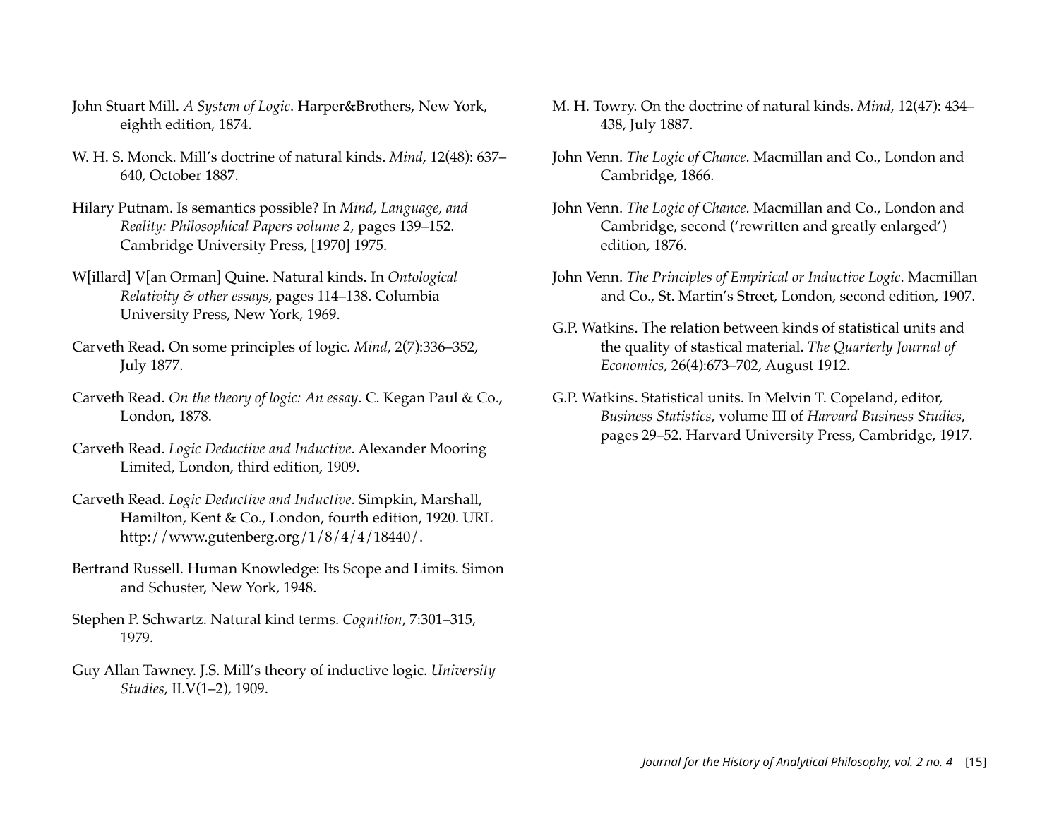John Stuart Mill. *A System of Logic*. Harper&Brothers, New York, eighth edition, 1874.

W. H. S. Monck. Mill's doctrine of natural kinds. *Mind*, 12(48): 637–640, October 1887.

Hilary Putnam. Is semantics possible? In *Mind, Language, and Reality: Philosophical Papers volume 2*, pages 139–152. Cambridge University Press, [1970] 1975.

W[illard] V[an Orman] Quine. Natural kinds. In *Ontological Relativity & other essays*, pages 114–138. Columbia University Press, New York, 1969.

Carveth Read. On some principles of logic. *Mind*, 2(7):336–352, July 1877.

Carveth Read. *On the theory of logic: An essay*. C. Kegan Paul & Co., London, 1878.

Carveth Read. *Logic Deductive and Inductive*. Alexander Mooring Limited, London, third edition, 1909.

Carveth Read. *Logic Deductive and Inductive*. Simpkin, Marshall, Hamilton, Kent & Co., London, fourth edition, 1920. URL http://www.gutenberg.org/1/8/4/4/18440/.

Bertrand Russell. Human Knowledge: Its Scope and Limits. Simon and Schuster, New York, 1948.

Stephen P. Schwartz. Natural kind terms. *Cognition*, 7:301–315, 1979.

Guy Allan Tawney. J.S. Mill's theory of inductive logic. *University Studies*, II.V(1–2), 1909.

M. H. Towry. On the doctrine of natural kinds. *Mind*, 12(47): 434–438, July 1887.

John Venn. *The Logic of Chance*. Macmillan and Co., London and Cambridge, 1866.

John Venn. *The Logic of Chance*. Macmillan and Co., London and Cambridge, second ('rewritten and greatly enlarged') edition, 1876.

John Venn. *The Principles of Empirical or Inductive Logic*. Macmillan and Co., St. Martin's Street, London, second edition, 1907.

G.P. Watkins. The relation between kinds of statistical units and the quality of stastical material. *The Quarterly Journal of Economics*, 26(4):673–702, August 1912.

G.P. Watkins. Statistical units. In Melvin T. Copeland, editor, *Business Statistics*, volume III of *Harvard Business Studies*, pages 29–52. Harvard University Press, Cambridge, 1917.